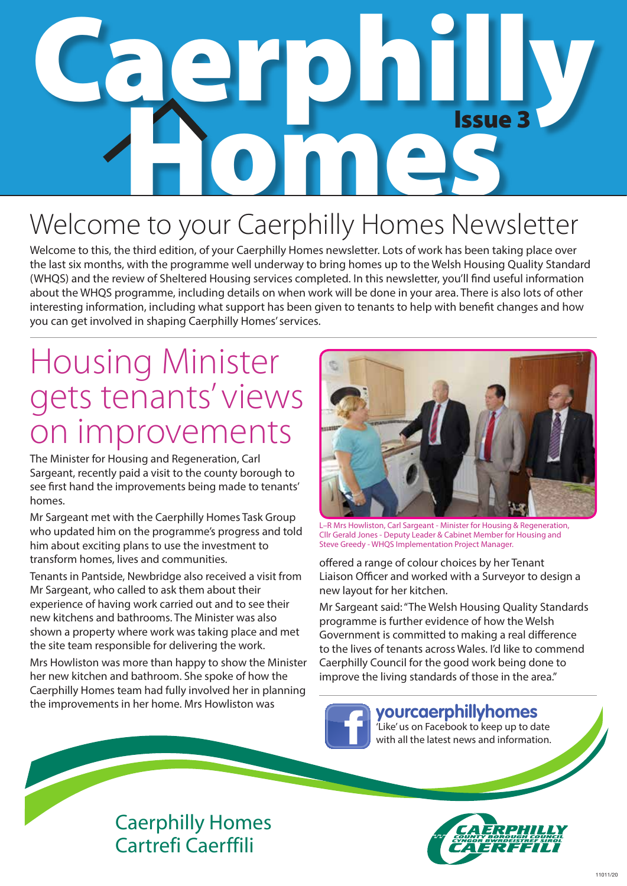# Caerphilly Homes

Issue 3

## Welcome to your Caerphilly Homes Newsletter

Welcome to this, the third edition, of your Caerphilly Homes newsletter. Lots of work has been taking place over the last six months, with the programme well underway to bring homes up to the Welsh Housing Quality Standard (WHQS) and the review of Sheltered Housing services completed. In this newsletter, you'll find useful information about the WHQS programme, including details on when work will be done in your area. There is also lots of other interesting information, including what support has been given to tenants to help with benefit changes and how you can get involved in shaping Caerphilly Homes' services.

## Housing Minister gets tenants' views on improvements

The Minister for Housing and Regeneration, Carl Sargeant, recently paid a visit to the county borough to see first hand the improvements being made to tenants' homes.

Mr Sargeant met with the Caerphilly Homes Task Group who updated him on the programme's progress and told him about exciting plans to use the investment to transform homes, lives and communities.

Tenants in Pantside, Newbridge also received a visit from Mr Sargeant, who called to ask them about their experience of having work carried out and to see their new kitchens and bathrooms. The Minister was also shown a property where work was taking place and met the site team responsible for delivering the work.

Mrs Howliston was more than happy to show the Minister her new kitchen and bathroom. She spoke of how the Caerphilly Homes team had fully involved her in planning the improvements in her home. Mrs Howliston was offered a range of colour choices by her Tenant Liaison Officer and worked with a Surveyor to design a new layout for her kitchen.

L–R Mrs Howliston, Carl Sargeant - Minister for Housing & Regeneration, Cllr Gerald Jones - Deputy Leader & Cabinet Member for Housing and Steve Greedy - WHQS Implementation Project Manager.

Mr Sargeant said: "The Welsh Housing Quality Standards programme is further evidence of how the Welsh Government is committed to making a real difference to the lives of tenants across Wales. I'd like to commend Caerphilly Council for the good work being done to improve the living standards of those in the area."

**yourcaerphillyhomes**
'Like' us on Facebook to keep up to date with all the latest news and information.

Caerphilly Homes
Cartrefi Caerffili

CAERPHILLY COUNTY BOROUGH COUNCIL
CYNGOR BWRDEISTREF SIROL CAERFFILI

11011/20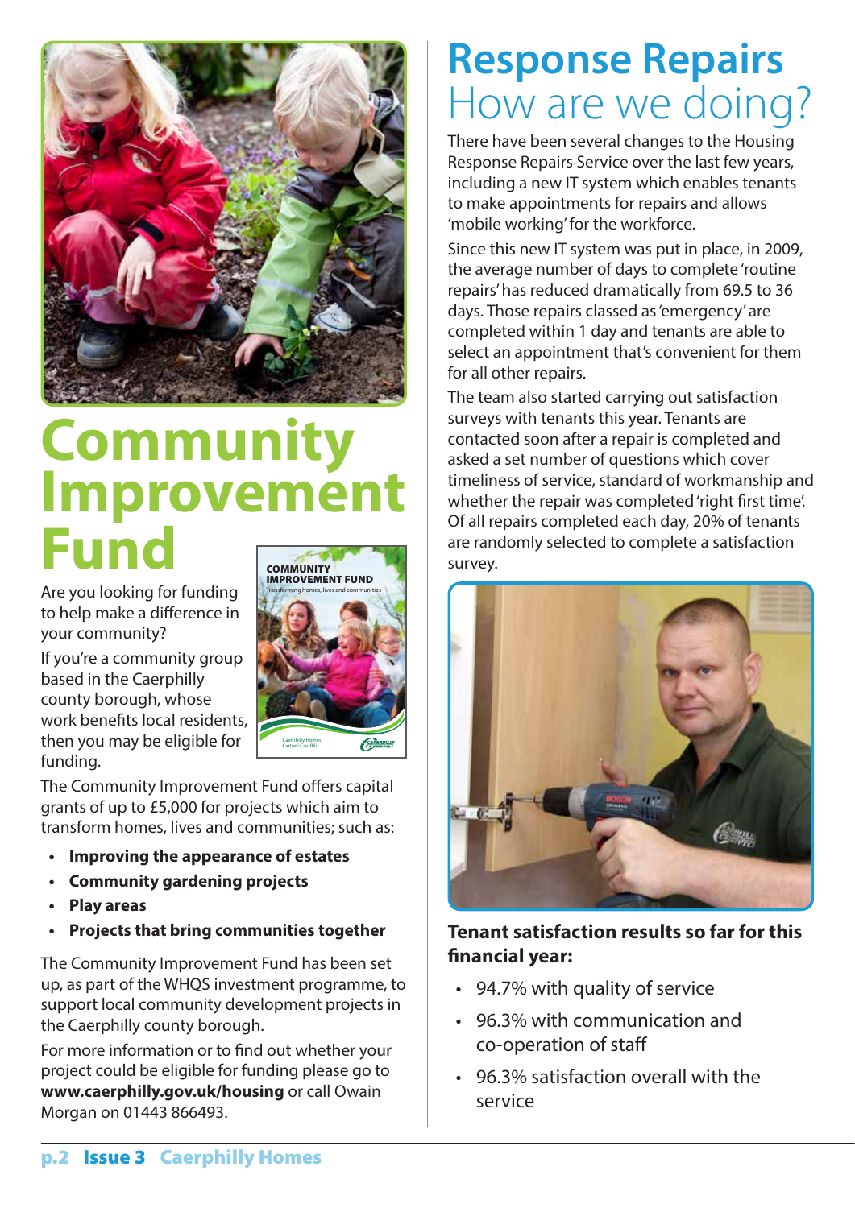# Community Improvement Fund

Are you looking for funding to help make a difference in your community?

If you're a community group based in the Caerphilly county borough, whose work benefits local residents, then you may be eligible for funding.

The Community Improvement Fund offers capital grants of up to £5,000 for projects which aim to transform homes, lives and communities; such as:

- **Improving the appearance of estates**
- **Community gardening projects**
- **Play areas**
- **Projects that bring communities together**

The Community Improvement Fund has been set up, as part of the WHQS investment programme, to support local community development projects in the Caerphilly county borough.

For more information or to find out whether your project could be eligible for funding please go to **www.caerphilly.gov.uk/housing** or call Owain Morgan on 01443 866493.

# Response Repairs
## How are we doing?

There have been several changes to the Housing Response Repairs Service over the last few years, including a new IT system which enables tenants to make appointments for repairs and allows 'mobile working' for the workforce.

Since this new IT system was put in place, in 2009, the average number of days to complete 'routine repairs' has reduced dramatically from 69.5 to 36 days. Those repairs classed as 'emergency' are completed within 1 day and tenants are able to select an appointment that's convenient for them for all other repairs.

The team also started carrying out satisfaction surveys with tenants this year. Tenants are contacted soon after a repair is completed and asked a set number of questions which cover timeliness of service, standard of workmanship and whether the repair was completed 'right first time'. Of all repairs completed each day, 20% of tenants are randomly selected to complete a satisfaction survey.

**Tenant satisfaction results so far for this financial year:**

- 94.7% with quality of service
- 96.3% with communication and co-operation of staff
- 96.3% satisfaction overall with the service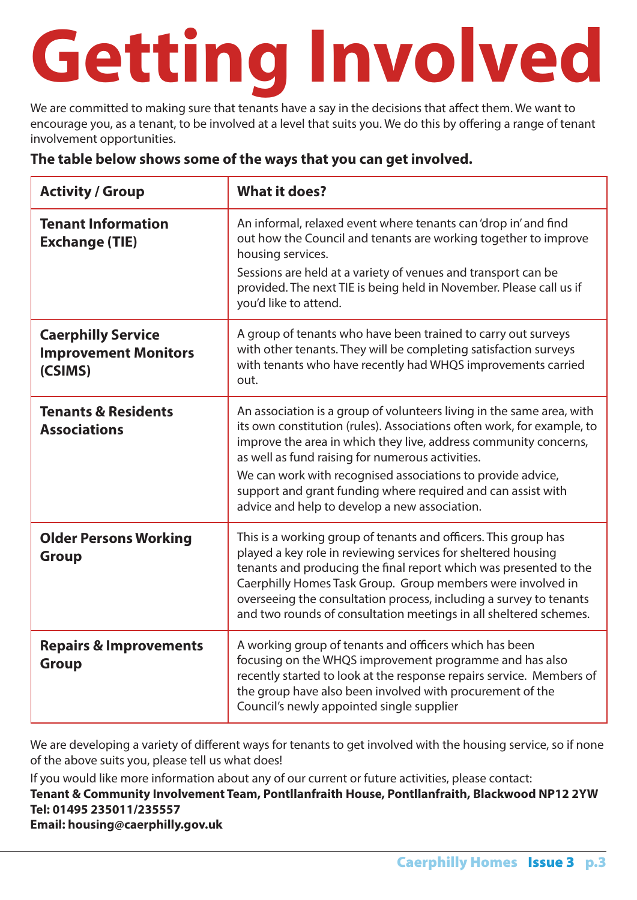# Getting Involved

We are committed to making sure that tenants have a say in the decisions that affect them. We want to encourage you, as a tenant, to be involved at a level that suits you. We do this by offering a range of tenant involvement opportunities.

**The table below shows some of the ways that you can get involved.**

| Activity / Group | What it does? |
| --- | --- |
| **Tenant Information Exchange (TIE)** | An informal, relaxed event where tenants can 'drop in' and find out how the Council and tenants are working together to improve housing services. Sessions are held at a variety of venues and transport can be provided. The next TIE is being held in November. Please call us if you'd like to attend. |
| **Caerphilly Service Improvement Monitors (CSIMS)** | A group of tenants who have been trained to carry out surveys with other tenants. They will be completing satisfaction surveys with tenants who have recently had WHQS improvements carried out. |
| **Tenants & Residents Associations** | An association is a group of volunteers living in the same area, with its own constitution (rules). Associations often work, for example, to improve the area in which they live, address community concerns, as well as fund raising for numerous activities. We can work with recognised associations to provide advice, support and grant funding where required and can assist with advice and help to develop a new association. |
| **Older Persons Working Group** | This is a working group of tenants and officers. This group has played a key role in reviewing services for sheltered housing tenants and producing the final report which was presented to the Caerphilly Homes Task Group. Group members were involved in overseeing the consultation process, including a survey to tenants and two rounds of consultation meetings in all sheltered schemes. |
| **Repairs & Improvements Group** | A working group of tenants and officers which has been focusing on the WHQS improvement programme and has also recently started to look at the response repairs service. Members of the group have also been involved with procurement of the Council's newly appointed single supplier |

We are developing a variety of different ways for tenants to get involved with the housing service, so if none of the above suits you, please tell us what does!

If you would like more information about any of our current or future activities, please contact:

**Tenant & Community Involvement Team, Pontllanfraith House, Pontllanfraith, Blackwood NP12 2YW**
**Tel: 01495 235011/235557**
**Email: housing@caerphilly.gov.uk**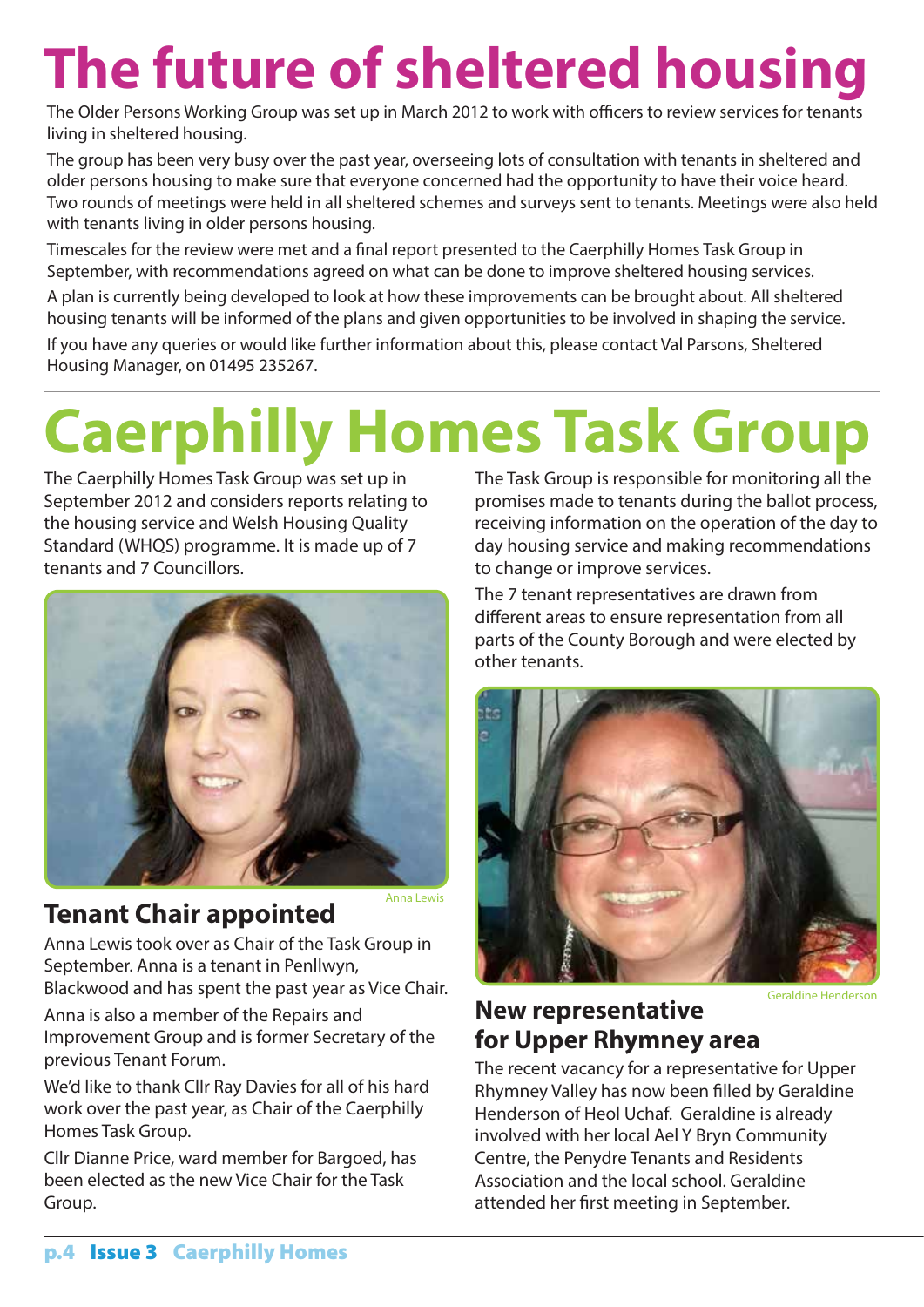# The future of sheltered housing

The Older Persons Working Group was set up in March 2012 to work with officers to review services for tenants living in sheltered housing.

The group has been very busy over the past year, overseeing lots of consultation with tenants in sheltered and older persons housing to make sure that everyone concerned had the opportunity to have their voice heard. Two rounds of meetings were held in all sheltered schemes and surveys sent to tenants. Meetings were also held with tenants living in older persons housing.

Timescales for the review were met and a final report presented to the Caerphilly Homes Task Group in September, with recommendations agreed on what can be done to improve sheltered housing services.

A plan is currently being developed to look at how these improvements can be brought about. All sheltered housing tenants will be informed of the plans and given opportunities to be involved in shaping the service.

If you have any queries or would like further information about this, please contact Val Parsons, Sheltered Housing Manager, on 01495 235267.

# Caerphilly Homes Task Group

The Caerphilly Homes Task Group was set up in September 2012 and considers reports relating to the housing service and Welsh Housing Quality Standard (WHQS) programme. It is made up of 7 tenants and 7 Councillors.

The Task Group is responsible for monitoring all the promises made to tenants during the ballot process, receiving information on the operation of the day to day housing service and making recommendations to change or improve services.

The 7 tenant representatives are drawn from different areas to ensure representation from all parts of the County Borough and were elected by other tenants.

Anna Lewis

## Tenant Chair appointed

Anna Lewis took over as Chair of the Task Group in September. Anna is a tenant in Penllwyn, Blackwood and has spent the past year as Vice Chair.

Anna is also a member of the Repairs and Improvement Group and is former Secretary of the previous Tenant Forum.

We'd like to thank Cllr Ray Davies for all of his hard work over the past year, as Chair of the Caerphilly Homes Task Group.

Cllr Dianne Price, ward member for Bargoed, has been elected as the new Vice Chair for the Task Group.

Geraldine Henderson

## New representative for Upper Rhymney area

The recent vacancy for a representative for Upper Rhymney Valley has now been filled by Geraldine Henderson of Heol Uchaf. Geraldine is already involved with her local Ael Y Bryn Community Centre, the Penydre Tenants and Residents Association and the local school. Geraldine attended her first meeting in September.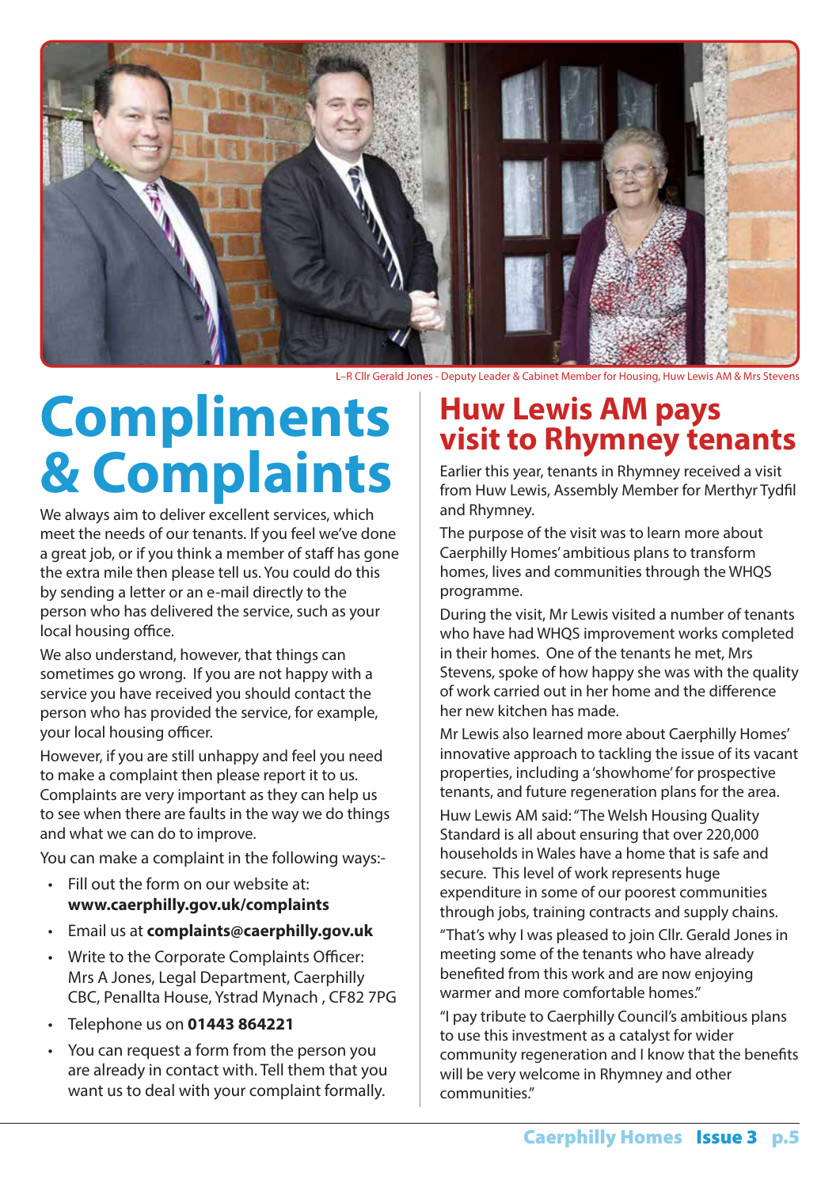L–R Cllr Gerald Jones - Deputy Leader & Cabinet Member for Housing, Huw Lewis AM & Mrs Stevens

# Compliments & Complaints

We always aim to deliver excellent services, which meet the needs of our tenants. If you feel we've done a great job, or if you think a member of staff has gone the extra mile then please tell us. You could do this by sending a letter or an e-mail directly to the person who has delivered the service, such as your local housing office.

We also understand, however, that things can sometimes go wrong. If you are not happy with a service you have received you should contact the person who has provided the service, for example, your local housing officer.

However, if you are still unhappy and feel you need to make a complaint then please report it to us. Complaints are very important as they can help us to see when there are faults in the way we do things and what we can do to improve.

You can make a complaint in the following ways:-

- Fill out the form on our website at: **www.caerphilly.gov.uk/complaints**
- Email us at **complaints@caerphilly.gov.uk**
- Write to the Corporate Complaints Officer: Mrs A Jones, Legal Department, Caerphilly CBC, Penallta House, Ystrad Mynach , CF82 7PG
- Telephone us on **01443 864221**
- You can request a form from the person you are already in contact with. Tell them that you want us to deal with your complaint formally.

# Huw Lewis AM pays visit to Rhymney tenants

Earlier this year, tenants in Rhymney received a visit from Huw Lewis, Assembly Member for Merthyr Tydfil and Rhymney.

The purpose of the visit was to learn more about Caerphilly Homes' ambitious plans to transform homes, lives and communities through the WHQS programme.

During the visit, Mr Lewis visited a number of tenants who have had WHQS improvement works completed in their homes. One of the tenants he met, Mrs Stevens, spoke of how happy she was with the quality of work carried out in her home and the difference her new kitchen has made.

Mr Lewis also learned more about Caerphilly Homes' innovative approach to tackling the issue of its vacant properties, including a 'showhome' for prospective tenants, and future regeneration plans for the area.

Huw Lewis AM said: "The Welsh Housing Quality Standard is all about ensuring that over 220,000 households in Wales have a home that is safe and secure. This level of work represents huge expenditure in some of our poorest communities through jobs, training contracts and supply chains.

"That's why I was pleased to join Cllr. Gerald Jones in meeting some of the tenants who have already benefited from this work and are now enjoying warmer and more comfortable homes."

"I pay tribute to Caerphilly Council's ambitious plans to use this investment as a catalyst for wider community regeneration and I know that the benefits will be very welcome in Rhymney and other communities."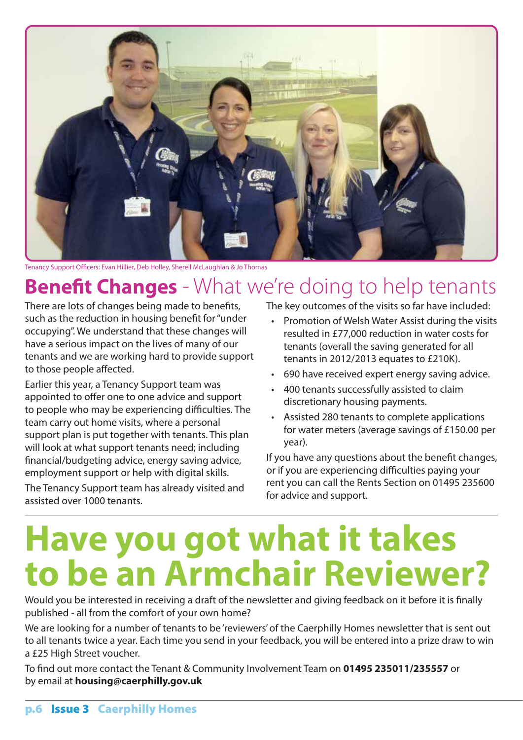Tenancy Support Officers: Evan Hillier, Deb Holley, Sherell McLaughlan & Jo Thomas

## **Benefit Changes** - What we're doing to help tenants

There are lots of changes being made to benefits, such as the reduction in housing benefit for "under occupying". We understand that these changes will have a serious impact on the lives of many of our tenants and we are working hard to provide support to those people affected.

Earlier this year, a Tenancy Support team was appointed to offer one to one advice and support to people who may be experiencing difficulties. The team carry out home visits, where a personal support plan is put together with tenants. This plan will look at what support tenants need; including financial/budgeting advice, energy saving advice, employment support or help with digital skills.

The Tenancy Support team has already visited and assisted over 1000 tenants.

The key outcomes of the visits so far have included:

- Promotion of Welsh Water Assist during the visits resulted in £77,000 reduction in water costs for tenants (overall the saving generated for all tenants in 2012/2013 equates to £210K).
- 690 have received expert energy saving advice.
- 400 tenants successfully assisted to claim discretionary housing payments.
- Assisted 280 tenants to complete applications for water meters (average savings of £150.00 per year).

If you have any questions about the benefit changes, or if you are experiencing difficulties paying your rent you can call the Rents Section on 01495 235600 for advice and support.

# Have you got what it takes to be an Armchair Reviewer?

Would you be interested in receiving a draft of the newsletter and giving feedback on it before it is finally published - all from the comfort of your own home?

We are looking for a number of tenants to be 'reviewers' of the Caerphilly Homes newsletter that is sent out to all tenants twice a year. Each time you send in your feedback, you will be entered into a prize draw to win a £25 High Street voucher.

To find out more contact the Tenant & Community Involvement Team on **01495 235011/235557** or by email at **housing@caerphilly.gov.uk**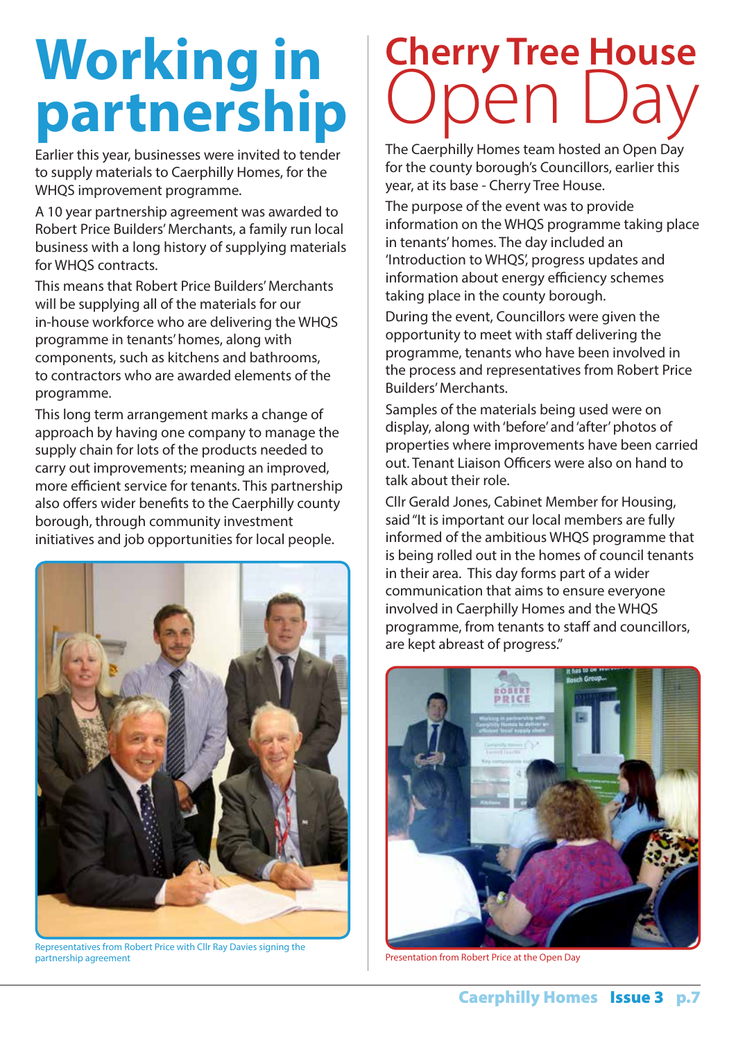# Working in partnership

Earlier this year, businesses were invited to tender to supply materials to Caerphilly Homes, for the WHQS improvement programme.

A 10 year partnership agreement was awarded to Robert Price Builders' Merchants, a family run local business with a long history of supplying materials for WHQS contracts.

This means that Robert Price Builders' Merchants will be supplying all of the materials for our in-house workforce who are delivering the WHQS programme in tenants' homes, along with components, such as kitchens and bathrooms, to contractors who are awarded elements of the programme.

This long term arrangement marks a change of approach by having one company to manage the supply chain for lots of the products needed to carry out improvements; meaning an improved, more efficient service for tenants. This partnership also offers wider benefits to the Caerphilly county borough, through community investment initiatives and job opportunities for local people.

Representatives from Robert Price with Cllr Ray Davies signing the partnership agreement

# Cherry Tree House Open Day

The Caerphilly Homes team hosted an Open Day for the county borough's Councillors, earlier this year, at its base - Cherry Tree House.

The purpose of the event was to provide information on the WHQS programme taking place in tenants' homes. The day included an 'Introduction to WHQS', progress updates and information about energy efficiency schemes taking place in the county borough.

During the event, Councillors were given the opportunity to meet with staff delivering the programme, tenants who have been involved in the process and representatives from Robert Price Builders' Merchants.

Samples of the materials being used were on display, along with 'before' and 'after' photos of properties where improvements have been carried out. Tenant Liaison Officers were also on hand to talk about their role.

Cllr Gerald Jones, Cabinet Member for Housing, said "It is important our local members are fully informed of the ambitious WHQS programme that is being rolled out in the homes of council tenants in their area. This day forms part of a wider communication that aims to ensure everyone involved in Caerphilly Homes and the WHQS programme, from tenants to staff and councillors, are kept abreast of progress."

Presentation from Robert Price at the Open Day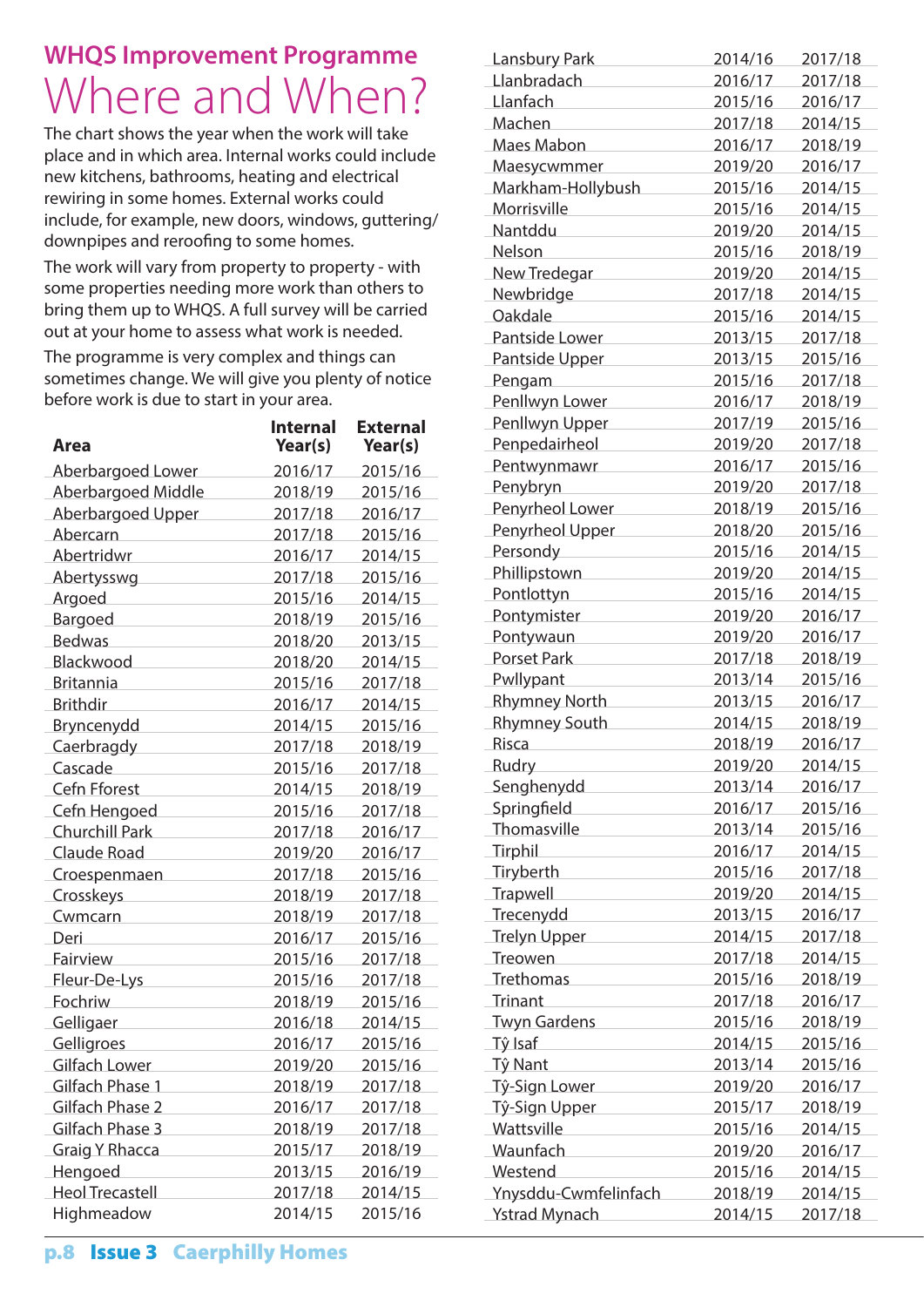## WHQS Improvement Programme

# Where and When?

The chart shows the year when the work will take place and in which area. Internal works could include new kitchens, bathrooms, heating and electrical rewiring in some homes. External works could include, for example, new doors, windows, guttering/ downpipes and reroofing to some homes.

The work will vary from property to property - with some properties needing more work than others to bring them up to WHQS. A full survey will be carried out at your home to assess what work is needed.

The programme is very complex and things can sometimes change. We will give you plenty of notice before work is due to start in your area.

| Area | Internal Year(s) | External Year(s) |
|---|---|---|
| Aberbargoed Lower | 2016/17 | 2015/16 |
| Aberbargoed Middle | 2018/19 | 2015/16 |
| Aberbargoed Upper | 2017/18 | 2016/17 |
| Abercarn | 2017/18 | 2015/16 |
| Abertridwr | 2016/17 | 2014/15 |
| Abertysswg | 2017/18 | 2015/16 |
| Argoed | 2015/16 | 2014/15 |
| Bargoed | 2018/19 | 2015/16 |
| Bedwas | 2018/20 | 2013/15 |
| Blackwood | 2018/20 | 2014/15 |
| Britannia | 2015/16 | 2017/18 |
| Brithdir | 2016/17 | 2014/15 |
| Bryncenydd | 2014/15 | 2015/16 |
| Caerbragdy | 2017/18 | 2018/19 |
| Cascade | 2015/16 | 2017/18 |
| Cefn Fforest | 2014/15 | 2018/19 |
| Cefn Hengoed | 2015/16 | 2017/18 |
| Churchill Park | 2017/18 | 2016/17 |
| Claude Road | 2019/20 | 2016/17 |
| Croespenmaen | 2017/18 | 2015/16 |
| Crosskeys | 2018/19 | 2017/18 |
| Cwmcarn | 2018/19 | 2017/18 |
| Deri | 2016/17 | 2015/16 |
| Fairview | 2015/16 | 2017/18 |
| Fleur-De-Lys | 2015/16 | 2017/18 |
| Fochriw | 2018/19 | 2015/16 |
| Gelligaer | 2016/18 | 2014/15 |
| Gelligroes | 2016/17 | 2015/16 |
| Gilfach Lower | 2019/20 | 2015/16 |
| Gilfach Phase 1 | 2018/19 | 2017/18 |
| Gilfach Phase 2 | 2016/17 | 2017/18 |
| Gilfach Phase 3 | 2018/19 | 2017/18 |
| Graig Y Rhacca | 2015/17 | 2018/19 |
| Hengoed | 2013/15 | 2016/19 |
| Heol Trecastell | 2017/18 | 2014/15 |
| Highmeadow | 2014/15 | 2015/16 |
| Lansbury Park | 2014/16 | 2017/18 |
| Llanbradach | 2016/17 | 2017/18 |
| Llanfach | 2015/16 | 2016/17 |
| Machen | 2017/18 | 2014/15 |
| Maes Mabon | 2016/17 | 2018/19 |
| Maesycwmmer | 2019/20 | 2016/17 |
| Markham-Hollybush | 2015/16 | 2014/15 |
| Morrisville | 2015/16 | 2014/15 |
| Nantddu | 2019/20 | 2014/15 |
| Nelson | 2015/16 | 2018/19 |
| New Tredegar | 2019/20 | 2014/15 |
| Newbridge | 2017/18 | 2014/15 |
| Oakdale | 2015/16 | 2014/15 |
| Pantside Lower | 2013/15 | 2017/18 |
| Pantside Upper | 2013/15 | 2015/16 |
| Pengam | 2015/16 | 2017/18 |
| Penllwyn Lower | 2016/17 | 2018/19 |
| Penllwyn Upper | 2017/19 | 2015/16 |
| Penpedairheol | 2019/20 | 2017/18 |
| Pentwynmawr | 2016/17 | 2015/16 |
| Penybryn | 2019/20 | 2017/18 |
| Penyrheol Lower | 2018/19 | 2015/16 |
| Penyrheol Upper | 2018/20 | 2015/16 |
| Persondy | 2015/16 | 2014/15 |
| Phillipstown | 2019/20 | 2014/15 |
| Pontlottyn | 2015/16 | 2014/15 |
| Pontymister | 2019/20 | 2016/17 |
| Pontywaun | 2019/20 | 2016/17 |
| Porset Park | 2017/18 | 2018/19 |
| Pwllypant | 2013/14 | 2015/16 |
| Rhymney North | 2013/15 | 2016/17 |
| Rhymney South | 2014/15 | 2018/19 |
| Risca | 2018/19 | 2016/17 |
| Rudry | 2019/20 | 2014/15 |
| Senghenydd | 2013/14 | 2016/17 |
| Springfield | 2016/17 | 2015/16 |
| Thomasville | 2013/14 | 2015/16 |
| Tirphil | 2016/17 | 2014/15 |
| Tiryberth | 2015/16 | 2017/18 |
| Trapwell | 2019/20 | 2014/15 |
| Trecenydd | 2013/15 | 2016/17 |
| Trelyn Upper | 2014/15 | 2017/18 |
| Treowen | 2017/18 | 2014/15 |
| Trethomas | 2015/16 | 2018/19 |
| Trinant | 2017/18 | 2016/17 |
| Twyn Gardens | 2015/16 | 2018/19 |
| Tŷ Isaf | 2014/15 | 2015/16 |
| Tŷ Nant | 2013/14 | 2015/16 |
| Tŷ-Sign Lower | 2019/20 | 2016/17 |
| Tŷ-Sign Upper | 2015/17 | 2018/19 |
| Wattsville | 2015/16 | 2014/15 |
| Waunfach | 2019/20 | 2016/17 |
| Westend | 2015/16 | 2014/15 |
| Ynysddu-Cwmfelinfach | 2018/19 | 2014/15 |
| Ystrad Mynach | 2014/15 | 2017/18 |